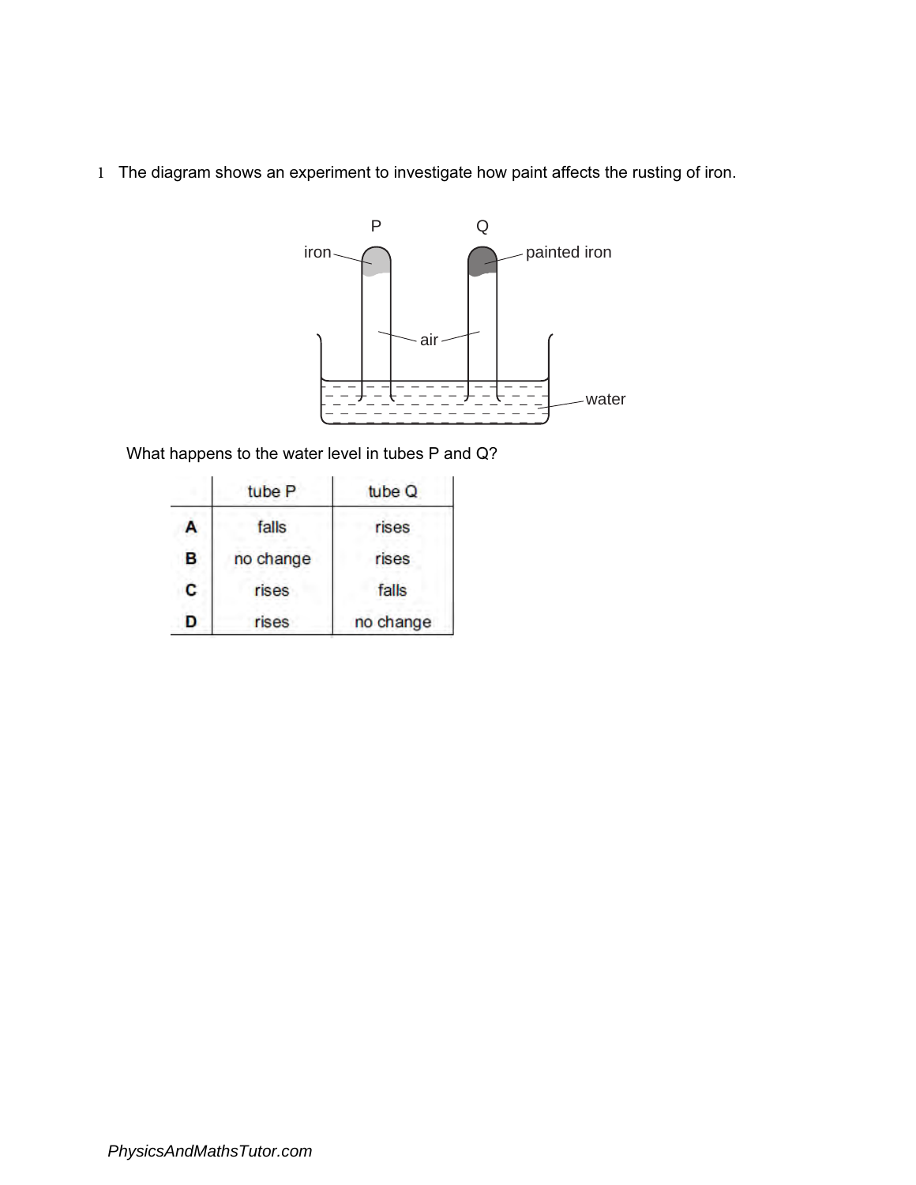1 The diagram shows an experiment to investigate how paint affects the rusting of iron.

What happens to the water level in tubes P and Q?

| | tube P | tube Q |
|---|---|---|
| **A** | falls | rises |
| **B** | no change | rises |
| **C** | rises | falls |
| **D** | rises | no change |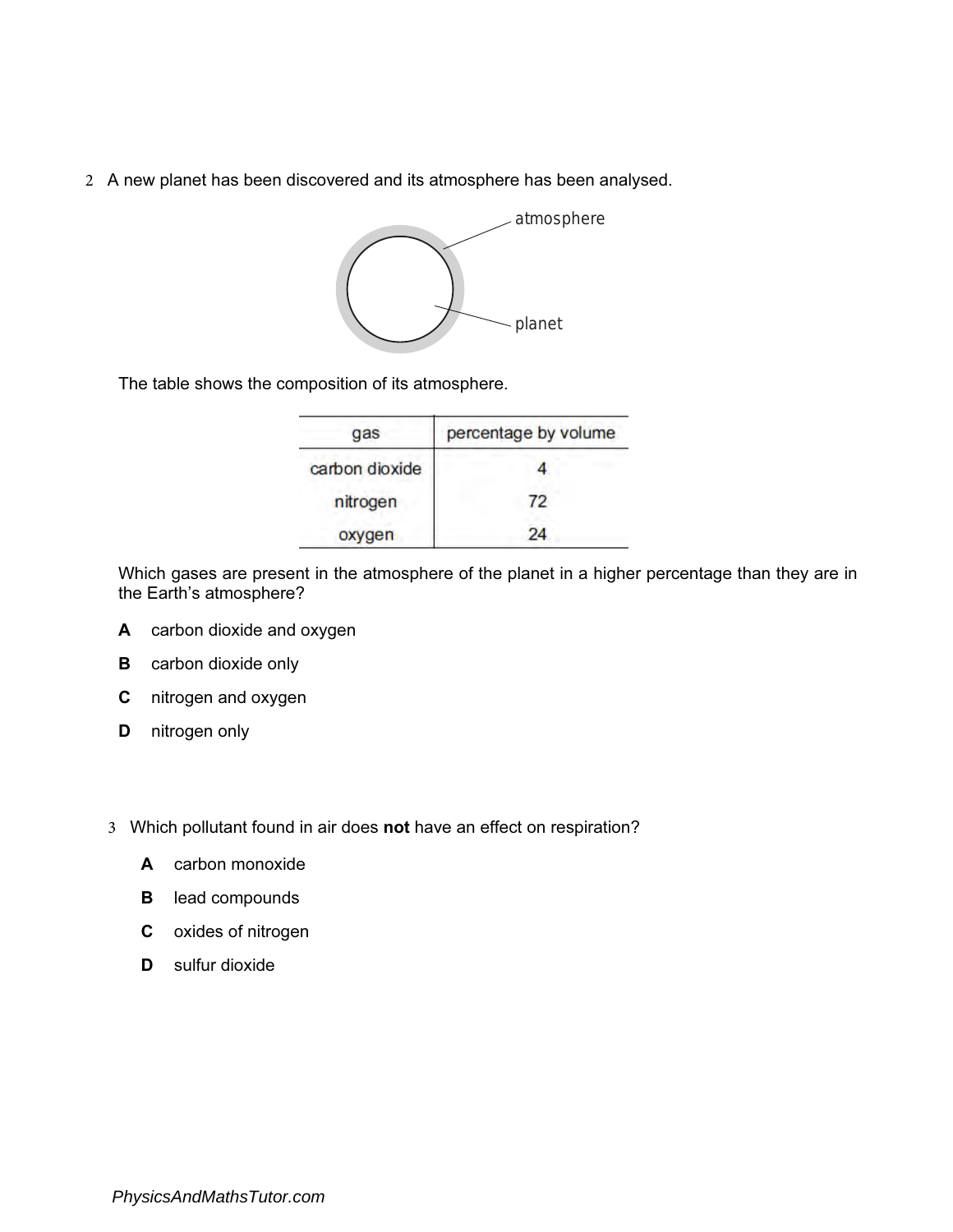2 A new planet has been discovered and its atmosphere has been analysed.

The table shows the composition of its atmosphere.

| gas | percentage by volume |
|---|---|
| carbon dioxide | 4 |
| nitrogen | 72 |
| oxygen | 24 |

Which gases are present in the atmosphere of the planet in a higher percentage than they are in the Earth's atmosphere?

**A** carbon dioxide and oxygen

**B** carbon dioxide only

**C** nitrogen and oxygen

**D** nitrogen only

3 Which pollutant found in air does **not** have an effect on respiration?

**A** carbon monoxide

**B** lead compounds

**C** oxides of nitrogen

**D** sulfur dioxide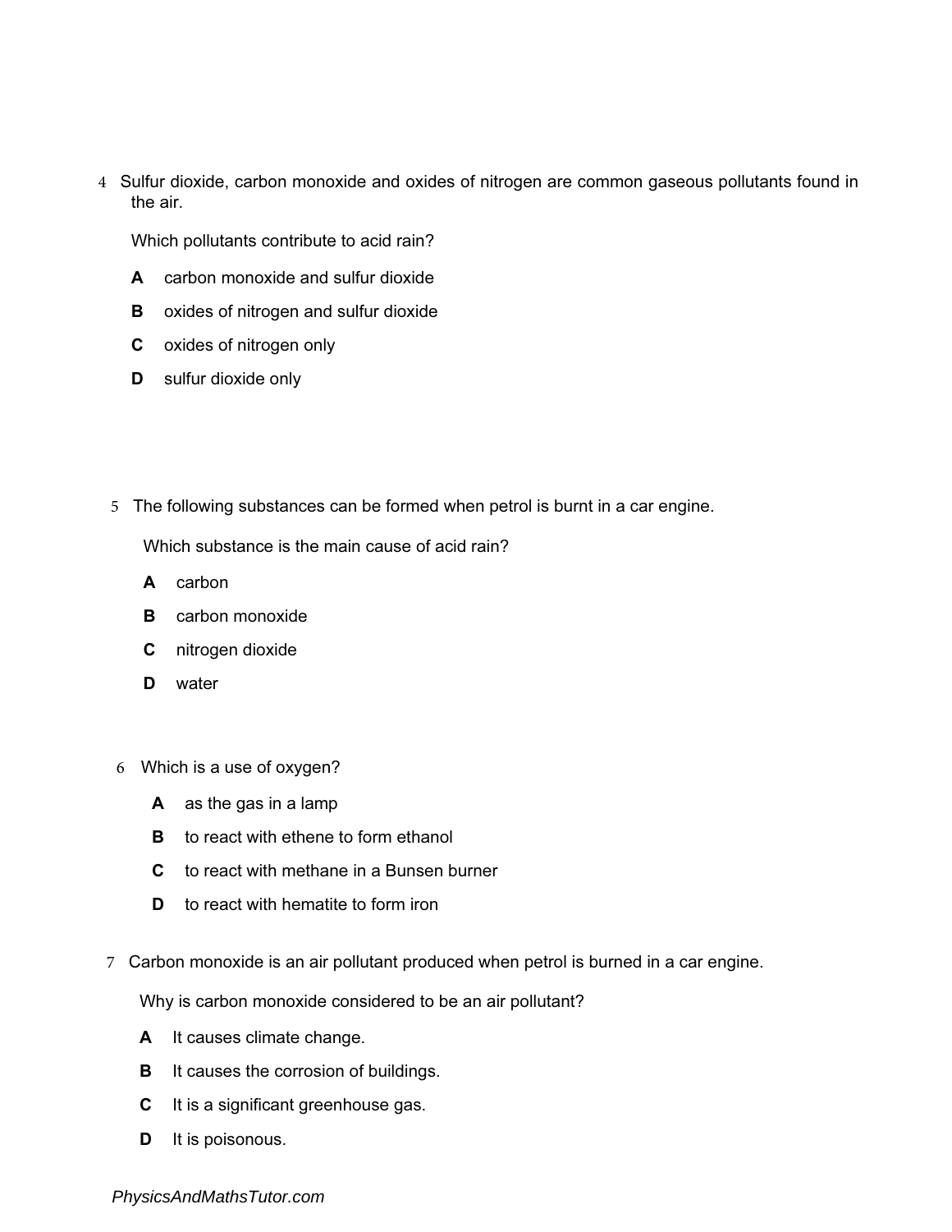4 Sulfur dioxide, carbon monoxide and oxides of nitrogen are common gaseous pollutants found in the air.

Which pollutants contribute to acid rain?

**A** carbon monoxide and sulfur dioxide

**B** oxides of nitrogen and sulfur dioxide

**C** oxides of nitrogen only

**D** sulfur dioxide only

5 The following substances can be formed when petrol is burnt in a car engine.

Which substance is the main cause of acid rain?

**A** carbon

**B** carbon monoxide

**C** nitrogen dioxide

**D** water

6 Which is a use of oxygen?

**A** as the gas in a lamp

**B** to react with ethene to form ethanol

**C** to react with methane in a Bunsen burner

**D** to react with hematite to form iron

7 Carbon monoxide is an air pollutant produced when petrol is burned in a car engine.

Why is carbon monoxide considered to be an air pollutant?

**A** It causes climate change.

**B** It causes the corrosion of buildings.

**C** It is a significant greenhouse gas.

**D** It is poisonous.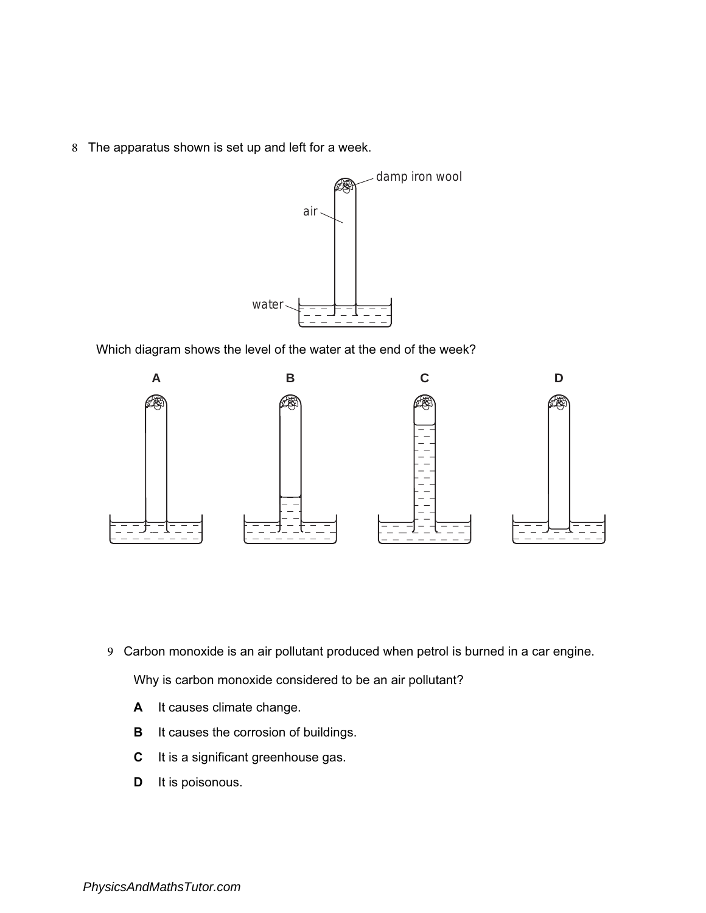8 The apparatus shown is set up and left for a week.

Which diagram shows the level of the water at the end of the week?

9 Carbon monoxide is an air pollutant produced when petrol is burned in a car engine.

Why is carbon monoxide considered to be an air pollutant?

**A** It causes climate change.

**B** It causes the corrosion of buildings.

**C** It is a significant greenhouse gas.

**D** It is poisonous.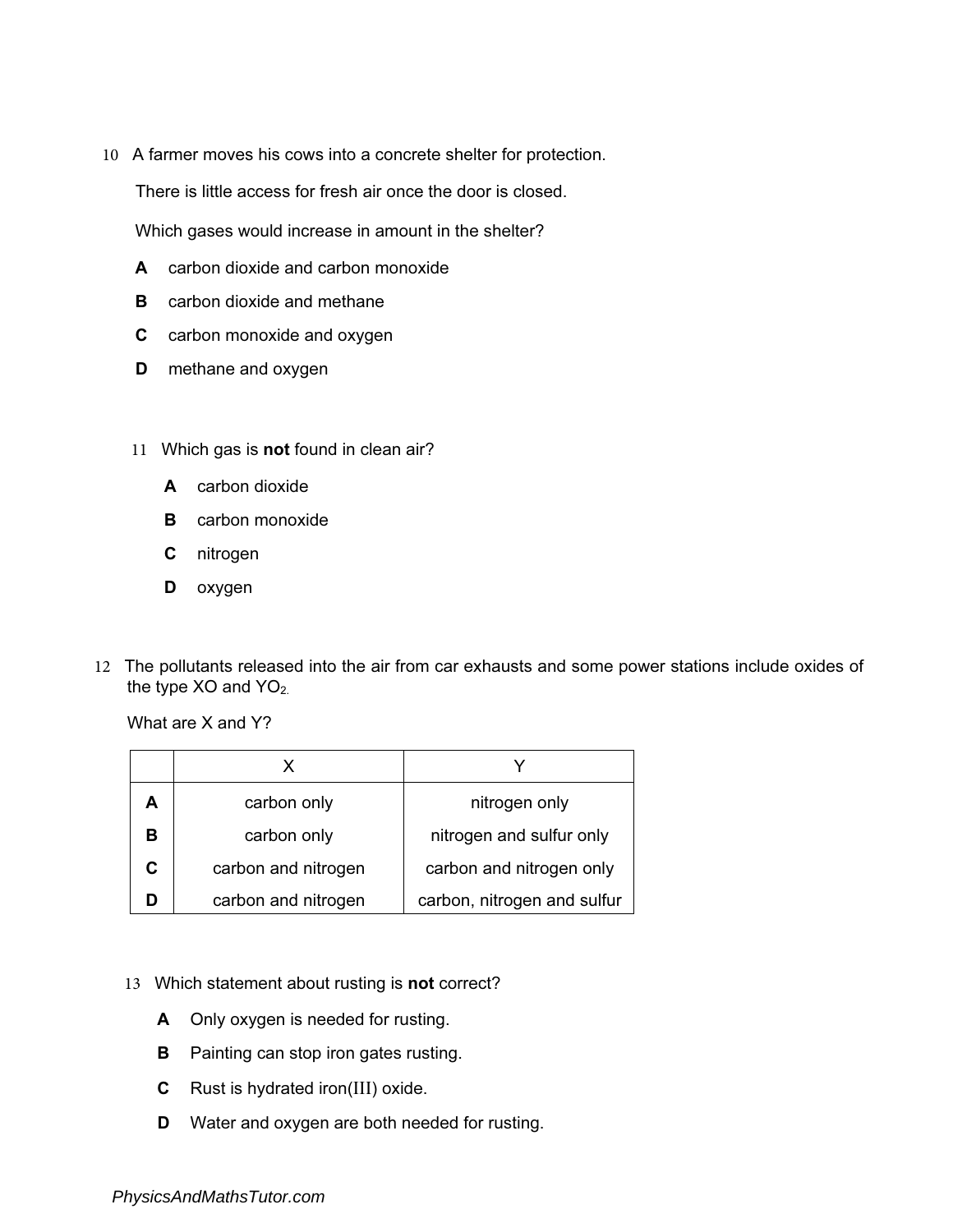10 A farmer moves his cows into a concrete shelter for protection.

There is little access for fresh air once the door is closed.

Which gases would increase in amount in the shelter?

**A** carbon dioxide and carbon monoxide

**B** carbon dioxide and methane

**C** carbon monoxide and oxygen

**D** methane and oxygen

11 Which gas is **not** found in clean air?

**A** carbon dioxide

**B** carbon monoxide

**C** nitrogen

**D** oxygen

12 The pollutants released into the air from car exhausts and some power stations include oxides of the type XO and $YO_2$.

What are X and Y?

| | X | Y |
|---|---|---|
| **A** | carbon only | nitrogen only |
| **B** | carbon only | nitrogen and sulfur only |
| **C** | carbon and nitrogen | carbon and nitrogen only |
| **D** | carbon and nitrogen | carbon, nitrogen and sulfur |

13 Which statement about rusting is **not** correct?

**A** Only oxygen is needed for rusting.

**B** Painting can stop iron gates rusting.

**C** Rust is hydrated iron(III) oxide.

**D** Water and oxygen are both needed for rusting.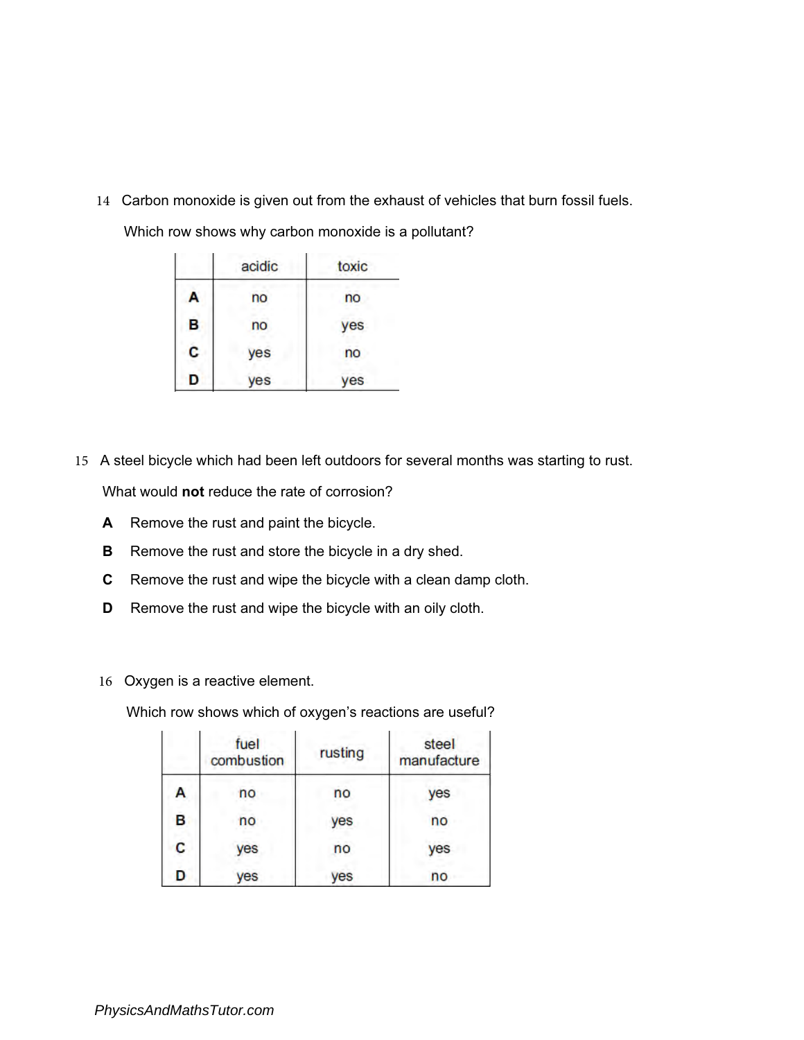14 Carbon monoxide is given out from the exhaust of vehicles that burn fossil fuels.

Which row shows why carbon monoxide is a pollutant?

| | acidic | toxic |
|---|---|---|
| **A** | no | no |
| **B** | no | yes |
| **C** | yes | no |
| **D** | yes | yes |

15 A steel bicycle which had been left outdoors for several months was starting to rust.

What would **not** reduce the rate of corrosion?

**A** Remove the rust and paint the bicycle.

**B** Remove the rust and store the bicycle in a dry shed.

**C** Remove the rust and wipe the bicycle with a clean damp cloth.

**D** Remove the rust and wipe the bicycle with an oily cloth.

16 Oxygen is a reactive element.

Which row shows which of oxygen's reactions are useful?

| | fuel combustion | rusting | steel manufacture |
|---|---|---|---|
| **A** | no | no | yes |
| **B** | no | yes | no |
| **C** | yes | no | yes |
| **D** | yes | yes | no |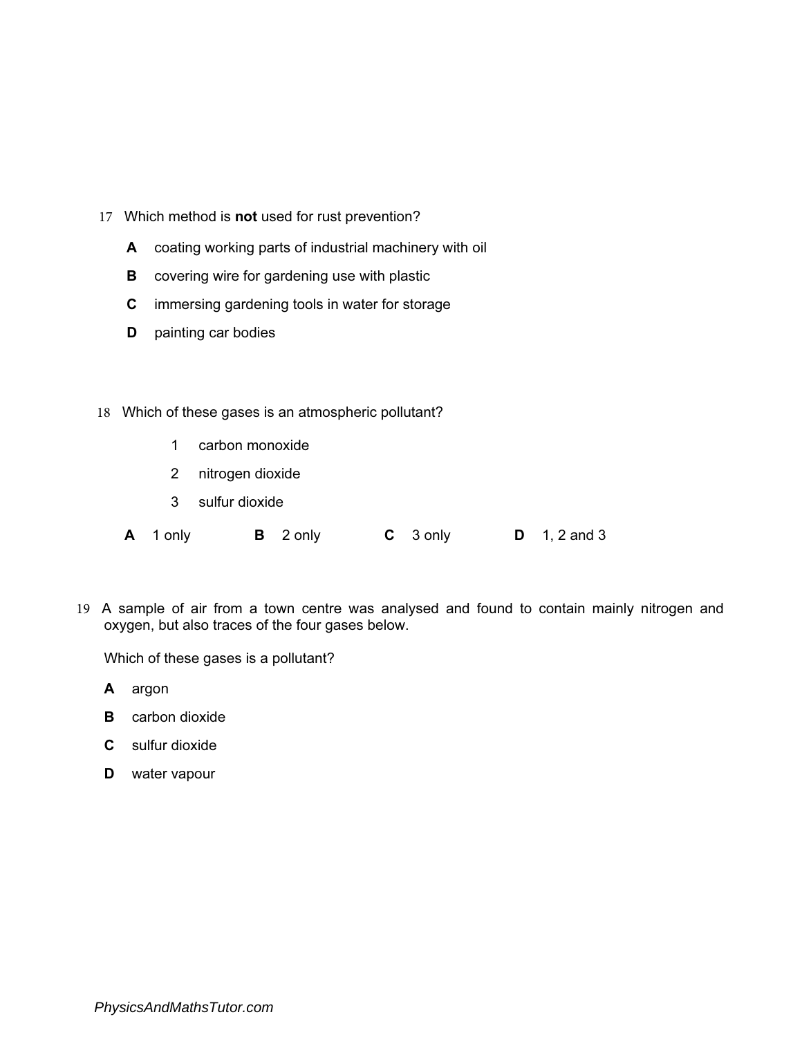17 Which method is **not** used for rust prevention?

**A** coating working parts of industrial machinery with oil

**B** covering wire for gardening use with plastic

**C** immersing gardening tools in water for storage

**D** painting car bodies

18 Which of these gases is an atmospheric pollutant?

1 carbon monoxide

2 nitrogen dioxide

3 sulfur dioxide

**A** 1 only **B** 2 only **C** 3 only **D** 1, 2 and 3

19 A sample of air from a town centre was analysed and found to contain mainly nitrogen and oxygen, but also traces of the four gases below.

Which of these gases is a pollutant?

**A** argon

**B** carbon dioxide

**C** sulfur dioxide

**D** water vapour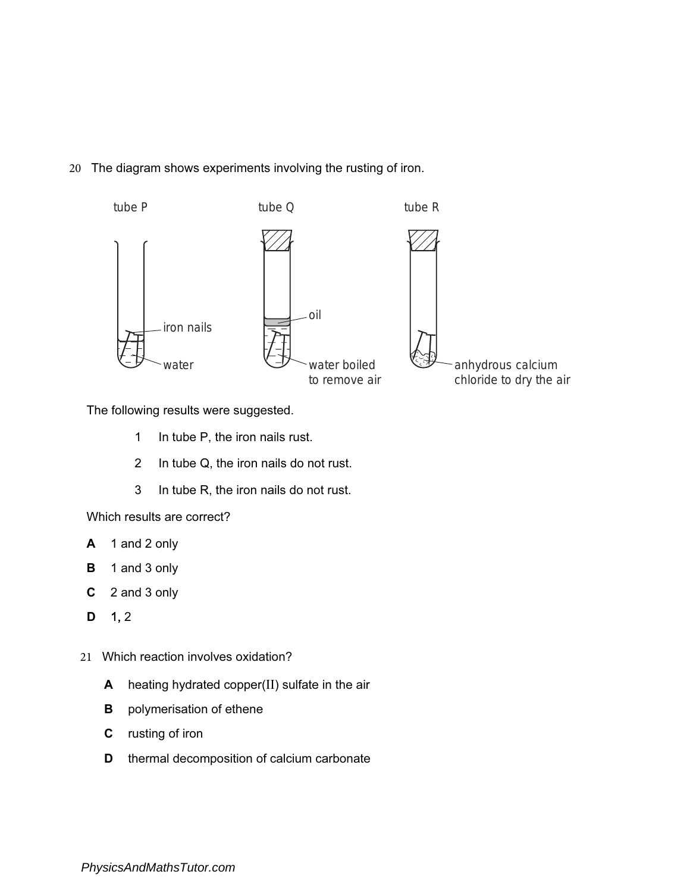20 The diagram shows experiments involving the rusting of iron.

tube P

tube Q

tube R

iron nails

water

oil

water boiled to remove air

anhydrous calcium chloride to dry the air

The following results were suggested.

1 In tube P, the iron nails rust.

2 In tube Q, the iron nails do not rust.

3 In tube R, the iron nails do not rust.

Which results are correct?

**A** 1 and 2 only

**B** 1 and 3 only

**C** 2 and 3 only

**D** 1, 2

21 Which reaction involves oxidation?

**A** heating hydrated copper(II) sulfate in the air

**B** polymerisation of ethene

**C** rusting of iron

**D** thermal decomposition of calcium carbonate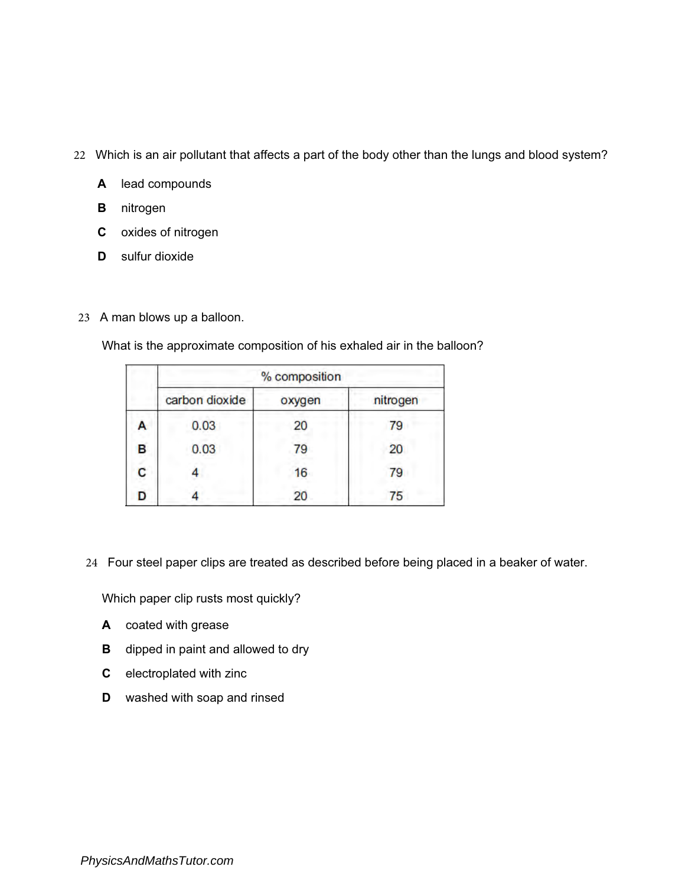22 Which is an air pollutant that affects a part of the body other than the lungs and blood system?

**A** lead compounds

**B** nitrogen

**C** oxides of nitrogen

**D** sulfur dioxide

23 A man blows up a balloon.

What is the approximate composition of his exhaled air in the balloon?

| | % composition | | |
|---|---|---|---|
| | carbon dioxide | oxygen | nitrogen |
| **A** | 0.03 | 20 | 79 |
| **B** | 0.03 | 79 | 20 |
| **C** | 4 | 16 | 79 |
| **D** | 4 | 20 | 75 |

24 Four steel paper clips are treated as described before being placed in a beaker of water.

Which paper clip rusts most quickly?

**A** coated with grease

**B** dipped in paint and allowed to dry

**C** electroplated with zinc

**D** washed with soap and rinsed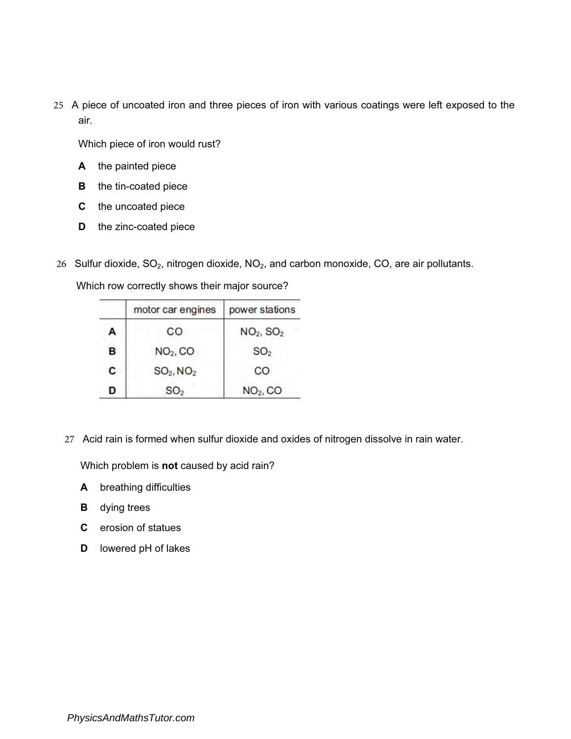25 A piece of uncoated iron and three pieces of iron with various coatings were left exposed to the air.

Which piece of iron would rust?

**A** the painted piece

**B** the tin-coated piece

**C** the uncoated piece

**D** the zinc-coated piece

26 Sulfur dioxide, $SO_2$, nitrogen dioxide, $NO_2$, and carbon monoxide, CO, are air pollutants.

Which row correctly shows their major source?

| | motor car engines | power stations |
|---|---|---|
| **A** | CO | $NO_2$, $SO_2$ |
| **B** | $NO_2$, CO | $SO_2$ |
| **C** | $SO_2$, $NO_2$ | CO |
| **D** | $SO_2$ | $NO_2$, CO |

27 Acid rain is formed when sulfur dioxide and oxides of nitrogen dissolve in rain water.

Which problem is **not** caused by acid rain?

**A** breathing difficulties

**B** dying trees

**C** erosion of statues

**D** lowered pH of lakes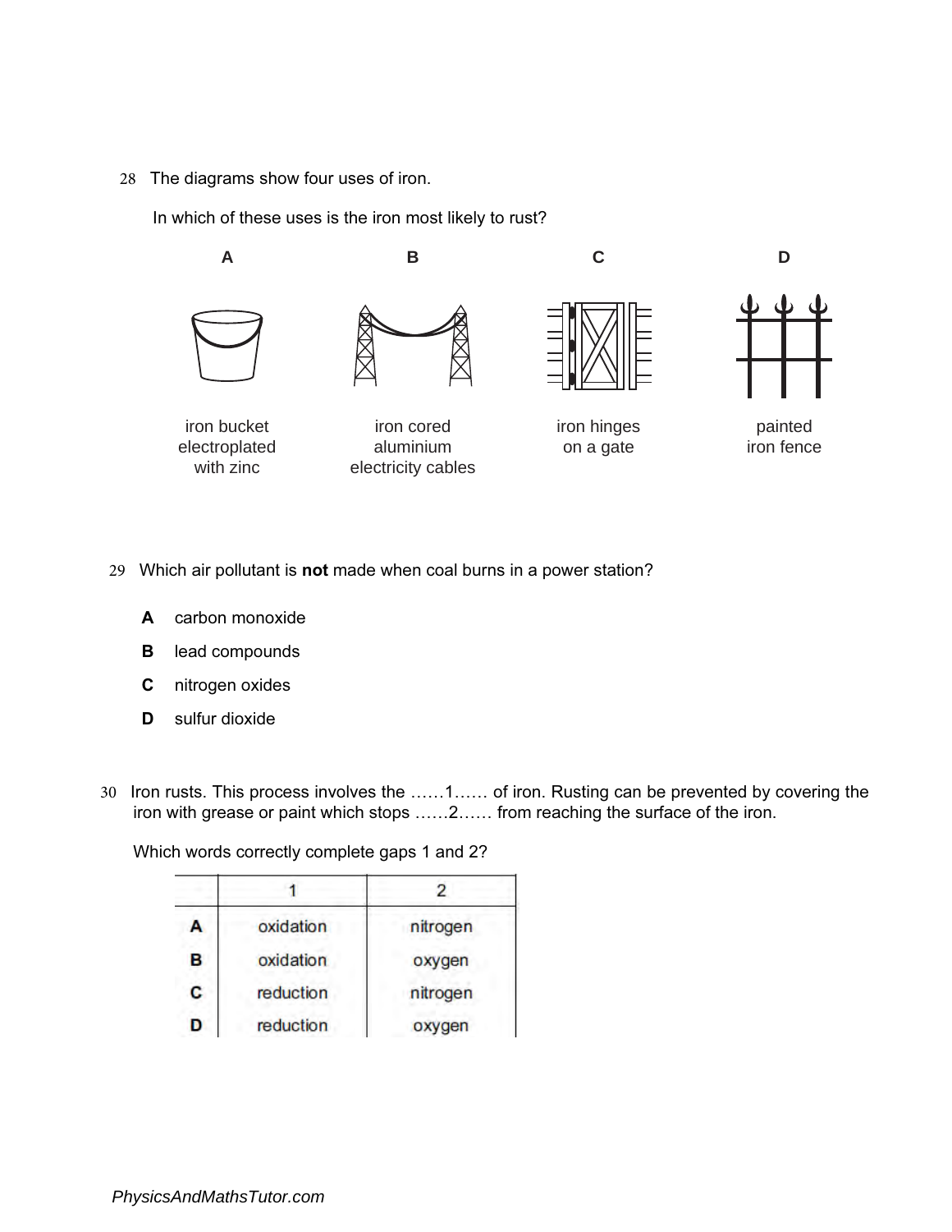28 The diagrams show four uses of iron.

In which of these uses is the iron most likely to rust?

| A | B | C | D |
|---|---|---|---|
| iron bucket electroplated with zinc | iron cored aluminium electricity cables | iron hinges on a gate | painted iron fence |

29 Which air pollutant is **not** made when coal burns in a power station?

**A** carbon monoxide

**B** lead compounds

**C** nitrogen oxides

**D** sulfur dioxide

30 Iron rusts. This process involves the ……1…… of iron. Rusting can be prevented by covering the iron with grease or paint which stops ……2…… from reaching the surface of the iron.

Which words correctly complete gaps 1 and 2?

| | 1 | 2 |
|---|---|---|
| **A** | oxidation | nitrogen |
| **B** | oxidation | oxygen |
| **C** | reduction | nitrogen |
| **D** | reduction | oxygen |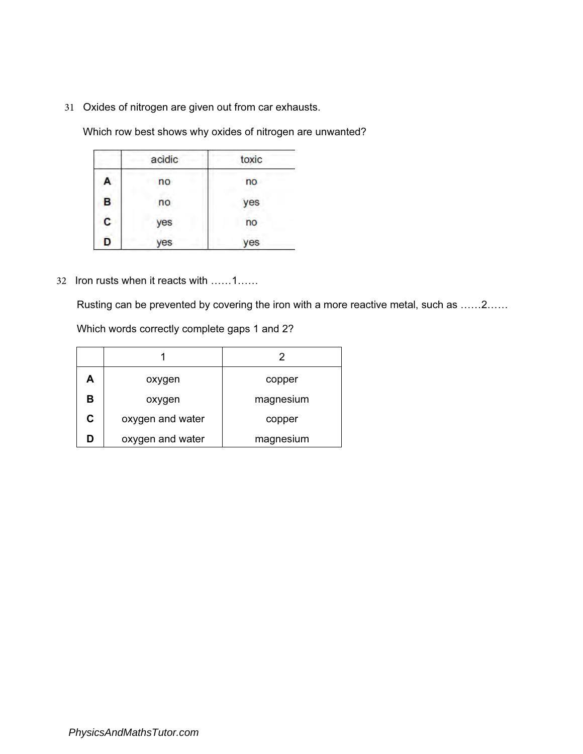31 Oxides of nitrogen are given out from car exhausts.

Which row best shows why oxides of nitrogen are unwanted?

| | acidic | toxic |
|---|---|---|
| **A** | no | no |
| **B** | no | yes |
| **C** | yes | no |
| **D** | yes | yes |

32 Iron rusts when it reacts with ……1……

Rusting can be prevented by covering the iron with a more reactive metal, such as ……2……

Which words correctly complete gaps 1 and 2?

| | 1 | 2 |
|---|---|---|
| **A** | oxygen | copper |
| **B** | oxygen | magnesium |
| **C** | oxygen and water | copper |
| **D** | oxygen and water | magnesium |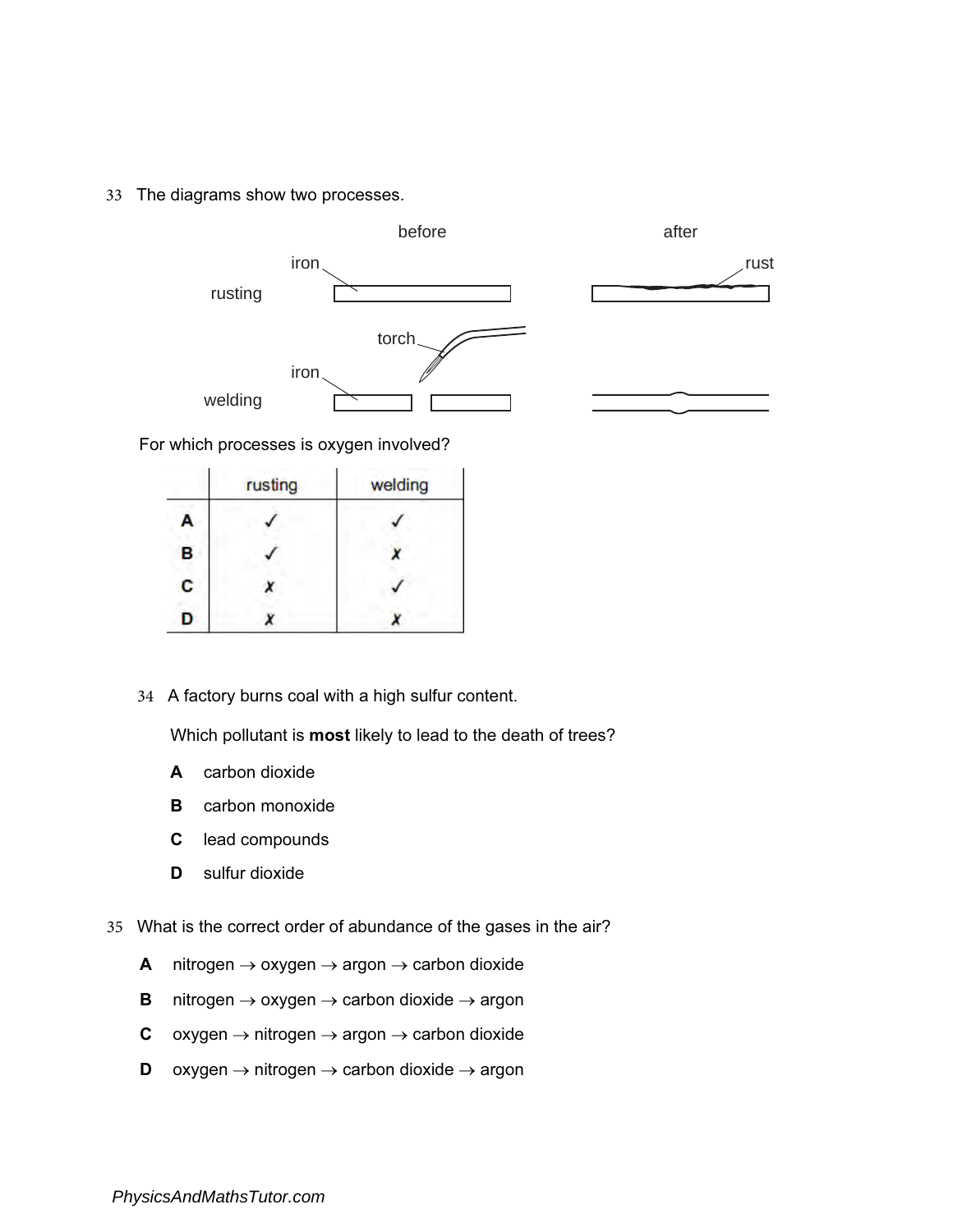33 The diagrams show two processes.

before | after

rusting: iron → rust

welding: iron, torch

For which processes is oxygen involved?

| | rusting | welding |
|---|---|---|
| **A** | ✓ | ✓ |
| **B** | ✓ | ✗ |
| **C** | ✗ | ✓ |
| **D** | ✗ | ✗ |

34 A factory burns coal with a high sulfur content.

Which pollutant is **most** likely to lead to the death of trees?

**A** carbon dioxide

**B** carbon monoxide

**C** lead compounds

**D** sulfur dioxide

35 What is the correct order of abundance of the gases in the air?

**A** nitrogen → oxygen → argon → carbon dioxide

**B** nitrogen → oxygen → carbon dioxide → argon

**C** oxygen → nitrogen → argon → carbon dioxide

**D** oxygen → nitrogen → carbon dioxide → argon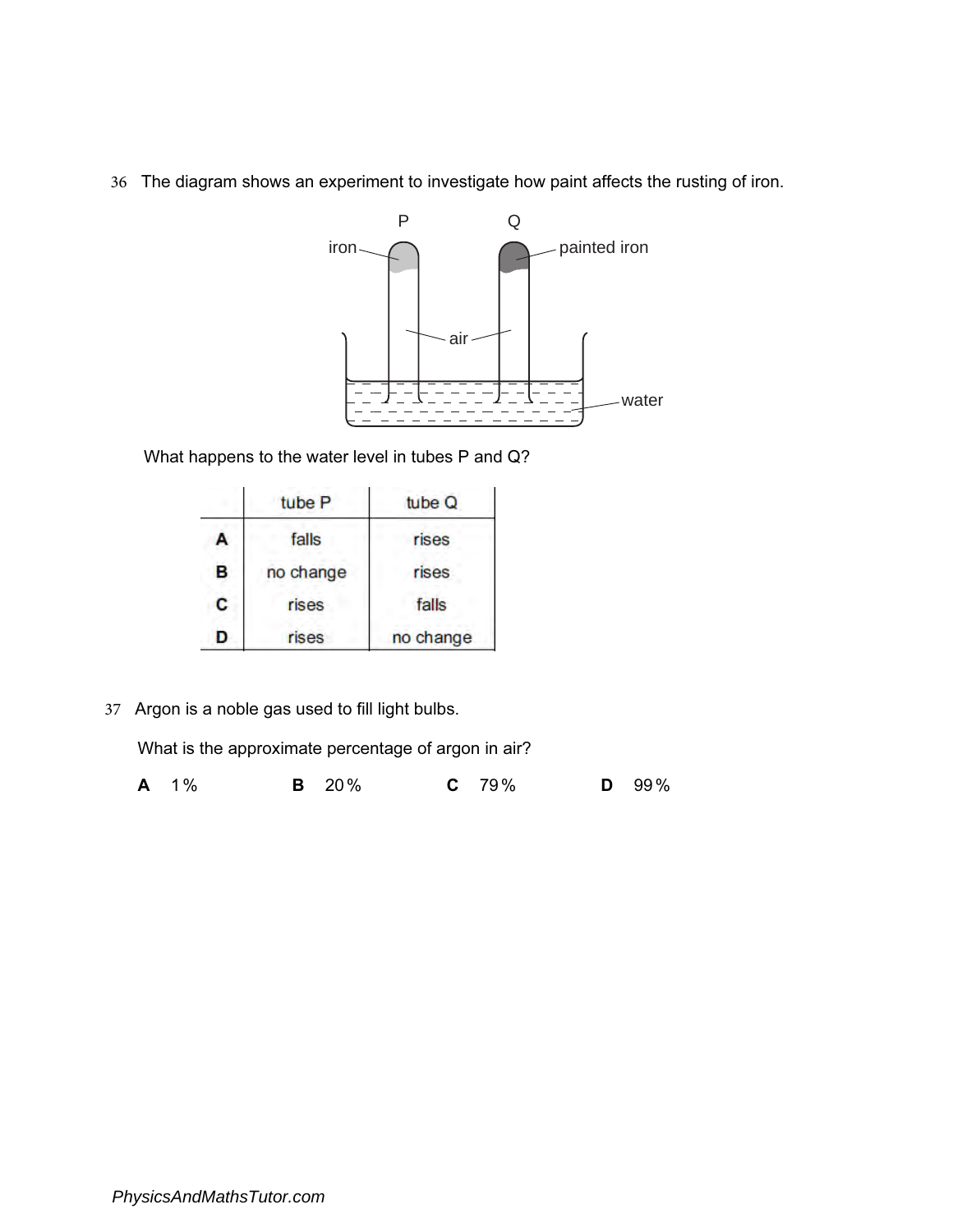36 The diagram shows an experiment to investigate how paint affects the rusting of iron.

What happens to the water level in tubes P and Q?

| | tube P | tube Q |
|---|---|---|
| **A** | falls | rises |
| **B** | no change | rises |
| **C** | rises | falls |
| **D** | rises | no change |

37 Argon is a noble gas used to fill light bulbs.

What is the approximate percentage of argon in air?

**A** 1%  **B** 20%  **C** 79%  **D** 99%

*PhysicsAndMathsTutor.com*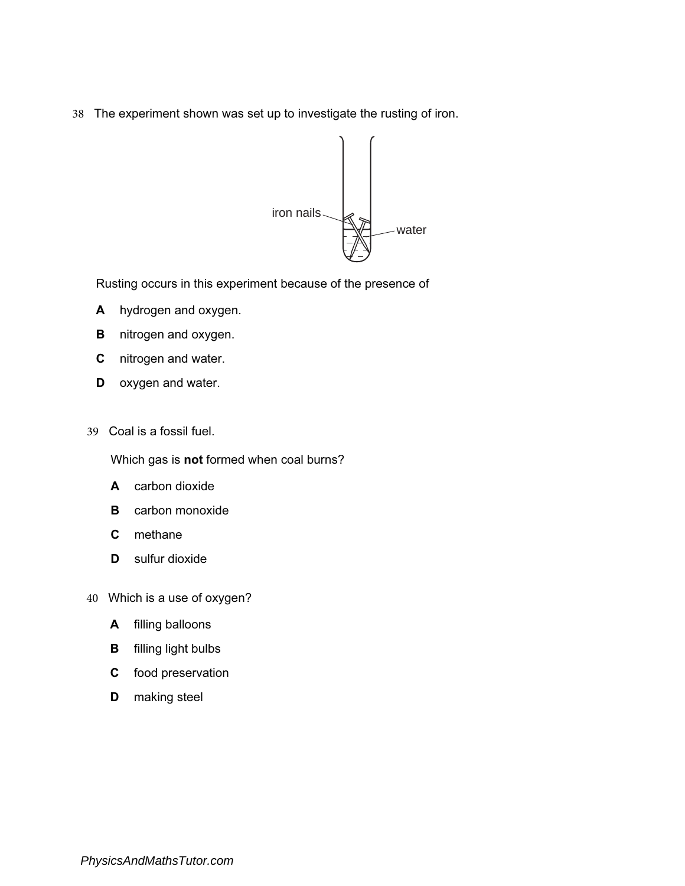38 The experiment shown was set up to investigate the rusting of iron.

iron nails

water

Rusting occurs in this experiment because of the presence of

**A** hydrogen and oxygen.

**B** nitrogen and oxygen.

**C** nitrogen and water.

**D** oxygen and water.

39 Coal is a fossil fuel.

Which gas is **not** formed when coal burns?

**A** carbon dioxide

**B** carbon monoxide

**C** methane

**D** sulfur dioxide

40 Which is a use of oxygen?

**A** filling balloons

**B** filling light bulbs

**C** food preservation

**D** making steel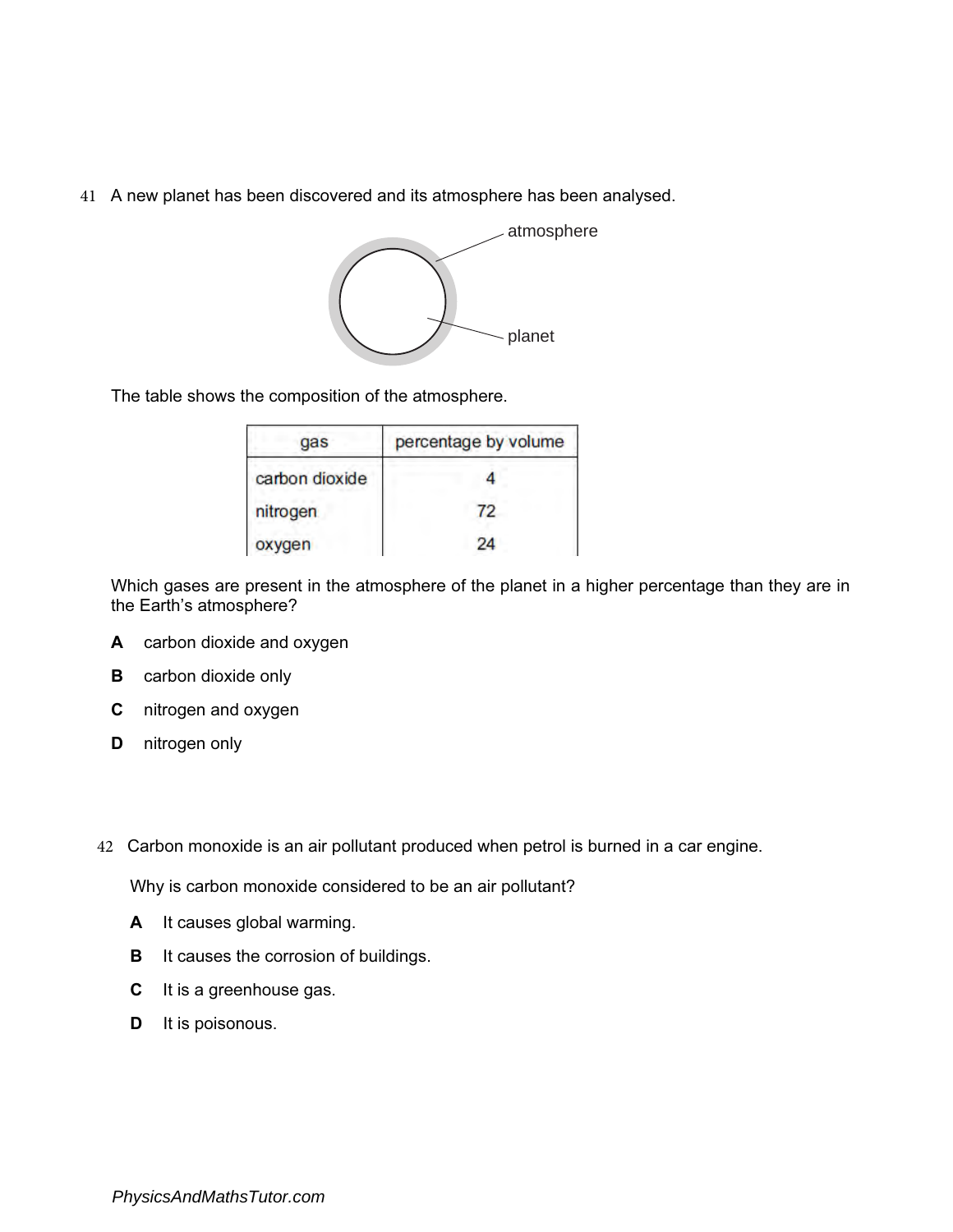41 A new planet has been discovered and its atmosphere has been analysed.

The table shows the composition of the atmosphere.

| gas | percentage by volume |
|---|---|
| carbon dioxide | 4 |
| nitrogen | 72 |
| oxygen | 24 |

Which gases are present in the atmosphere of the planet in a higher percentage than they are in the Earth's atmosphere?

**A** carbon dioxide and oxygen

**B** carbon dioxide only

**C** nitrogen and oxygen

**D** nitrogen only

42 Carbon monoxide is an air pollutant produced when petrol is burned in a car engine.

Why is carbon monoxide considered to be an air pollutant?

**A** It causes global warming.

**B** It causes the corrosion of buildings.

**C** It is a greenhouse gas.

**D** It is poisonous.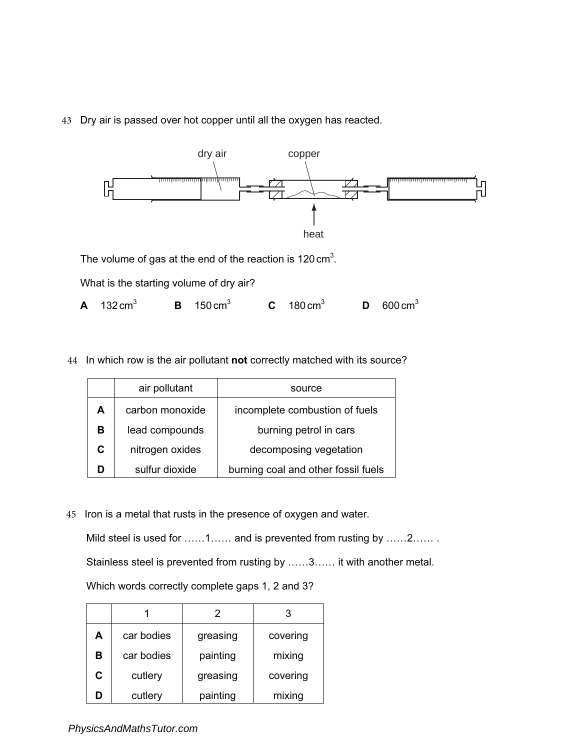43 Dry air is passed over hot copper until all the oxygen has reacted.

dry air

copper

heat

The volume of gas at the end of the reaction is 120 $cm^3$.

What is the starting volume of dry air?

**A** 132 $cm^3$ **B** 150 $cm^3$ **C** 180 $cm^3$ **D** 600 $cm^3$

44 In which row is the air pollutant **not** correctly matched with its source?

| | air pollutant | source |
|---|---|---|
| **A** | carbon monoxide | incomplete combustion of fuels |
| **B** | lead compounds | burning petrol in cars |
| **C** | nitrogen oxides | decomposing vegetation |
| **D** | sulfur dioxide | burning coal and other fossil fuels |

45 Iron is a metal that rusts in the presence of oxygen and water.

Mild steel is used for ……1…… and is prevented from rusting by ……2…… .

Stainless steel is prevented from rusting by ……3…… it with another metal.

Which words correctly complete gaps 1, 2 and 3?

| | 1 | 2 | 3 |
|---|---|---|---|
| **A** | car bodies | greasing | covering |
| **B** | car bodies | painting | mixing |
| **C** | cutlery | greasing | covering |
| **D** | cutlery | painting | mixing |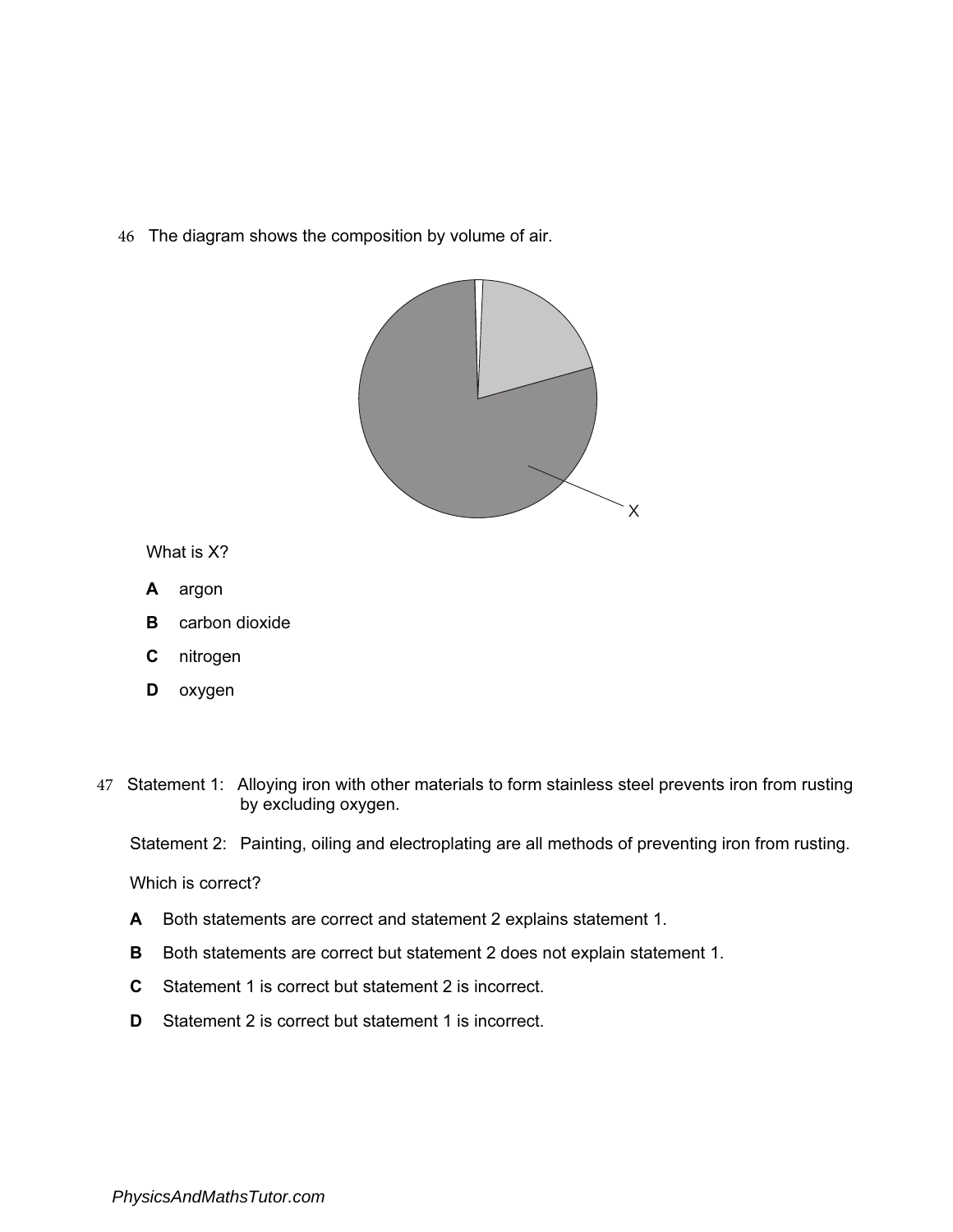46 The diagram shows the composition by volume of air.

X

What is X?

**A** argon

**B** carbon dioxide

**C** nitrogen

**D** oxygen

47 Statement 1: Alloying iron with other materials to form stainless steel prevents iron from rusting by excluding oxygen.

Statement 2: Painting, oiling and electroplating are all methods of preventing iron from rusting.

Which is correct?

**A** Both statements are correct and statement 2 explains statement 1.

**B** Both statements are correct but statement 2 does not explain statement 1.

**C** Statement 1 is correct but statement 2 is incorrect.

**D** Statement 2 is correct but statement 1 is incorrect.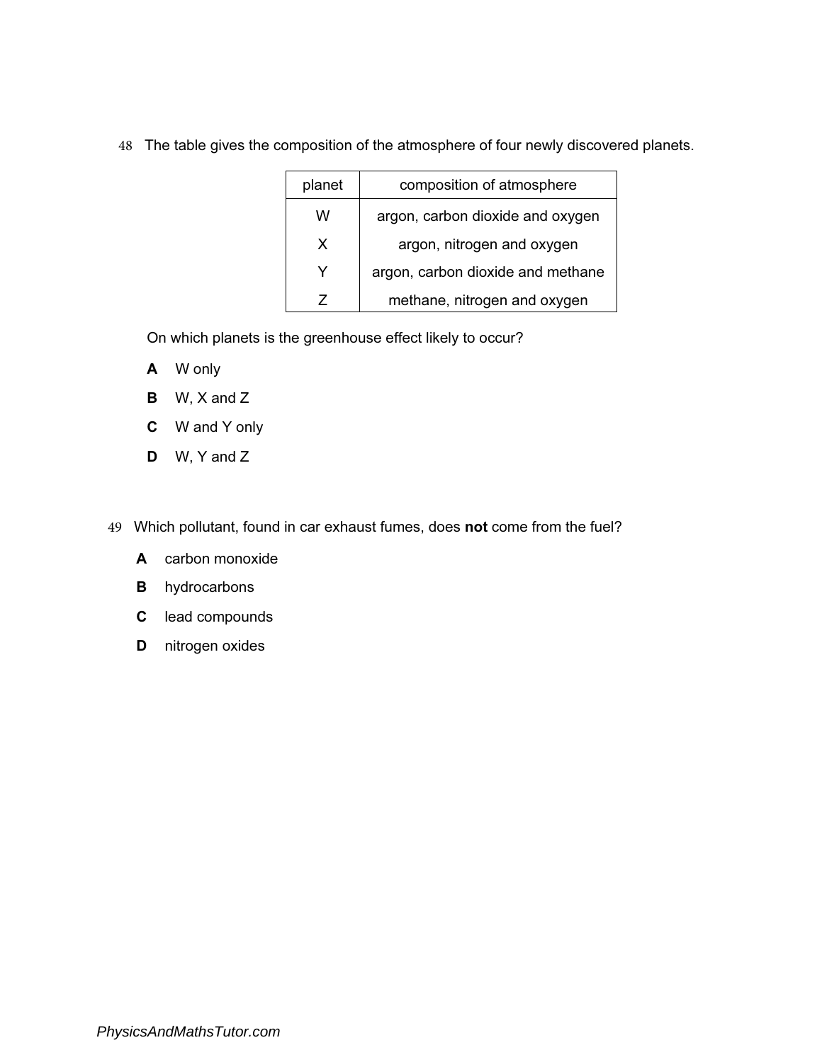48 The table gives the composition of the atmosphere of four newly discovered planets.

| planet | composition of atmosphere |
|---|---|
| W | argon, carbon dioxide and oxygen |
| X | argon, nitrogen and oxygen |
| Y | argon, carbon dioxide and methane |
| Z | methane, nitrogen and oxygen |

On which planets is the greenhouse effect likely to occur?

**A** W only

**B** W, X and Z

**C** W and Y only

**D** W, Y and Z

49 Which pollutant, found in car exhaust fumes, does **not** come from the fuel?

**A** carbon monoxide

**B** hydrocarbons

**C** lead compounds

**D** nitrogen oxides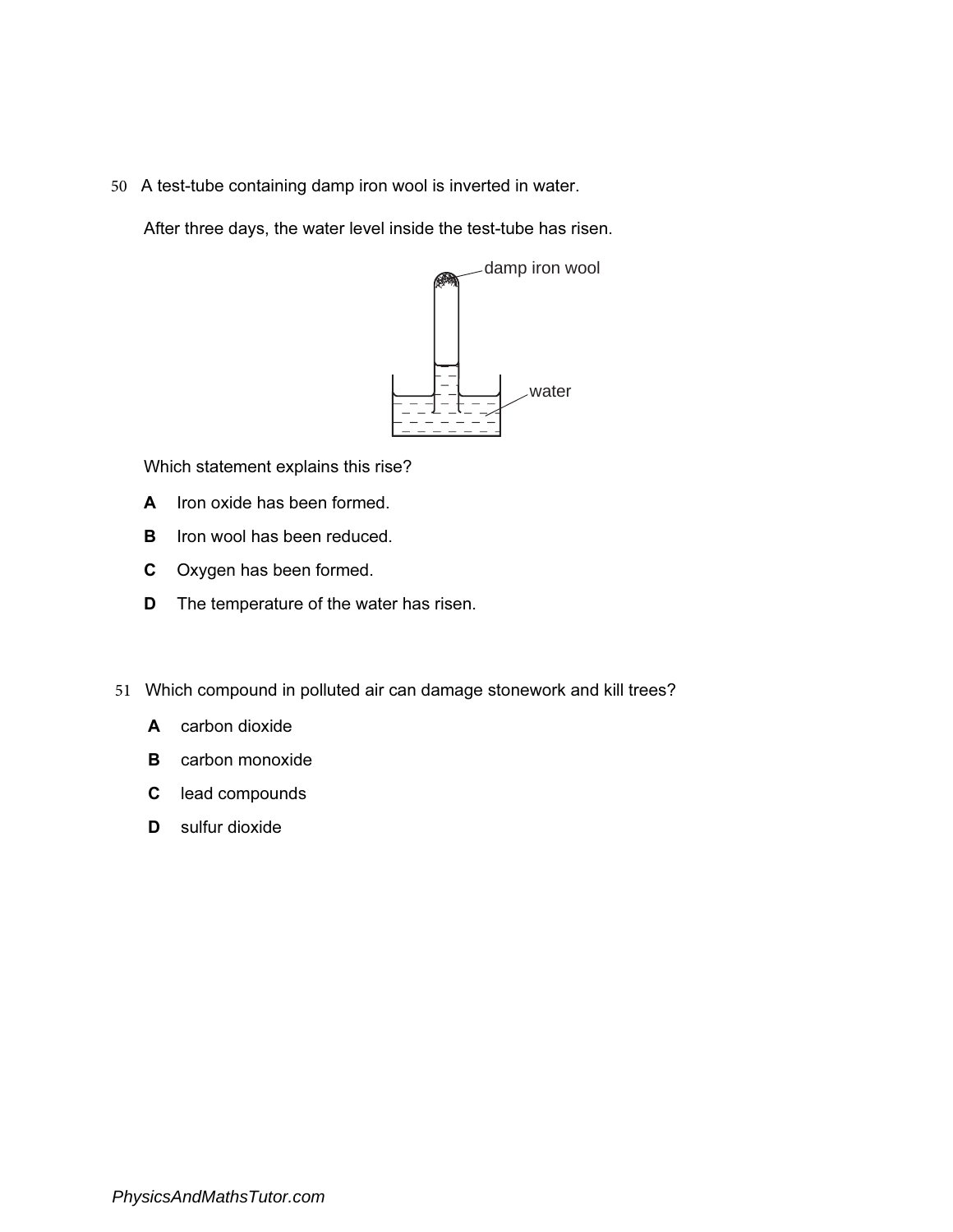50 A test-tube containing damp iron wool is inverted in water.

After three days, the water level inside the test-tube has risen.

damp iron wool

water

Which statement explains this rise?

**A** Iron oxide has been formed.

**B** Iron wool has been reduced.

**C** Oxygen has been formed.

**D** The temperature of the water has risen.

51 Which compound in polluted air can damage stonework and kill trees?

**A** carbon dioxide

**B** carbon monoxide

**C** lead compounds

**D** sulfur dioxide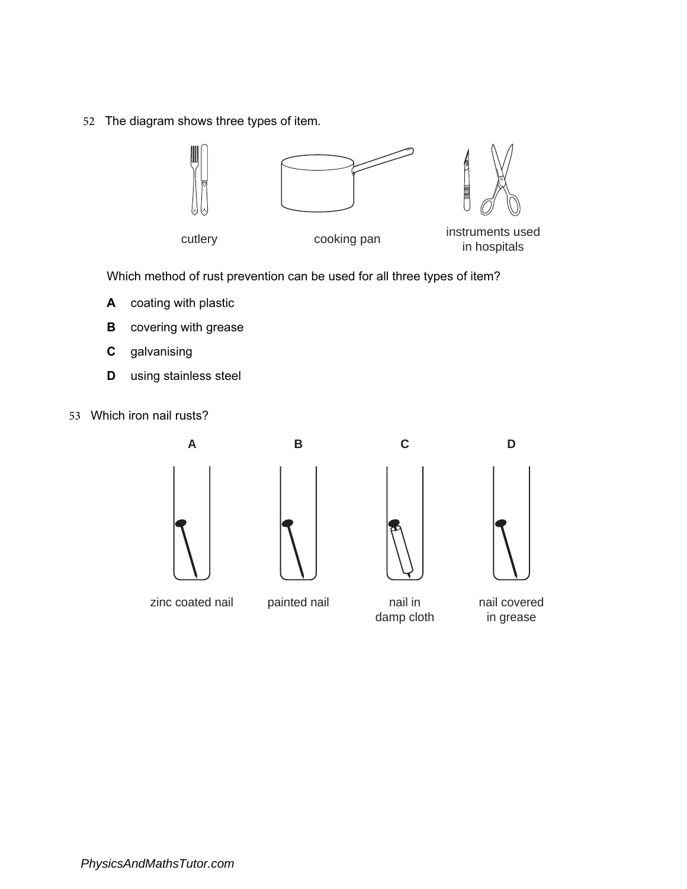52 The diagram shows three types of item.

cutlery

cooking pan

instruments used in hospitals

Which method of rust prevention can be used for all three types of item?

**A** coating with plastic

**B** covering with grease

**C** galvanising

**D** using stainless steel

53 Which iron nail rusts?

| **A** | **B** | **C** | **D** |
| --- | --- | --- | --- |
| zinc coated nail | painted nail | nail in damp cloth | nail covered in grease |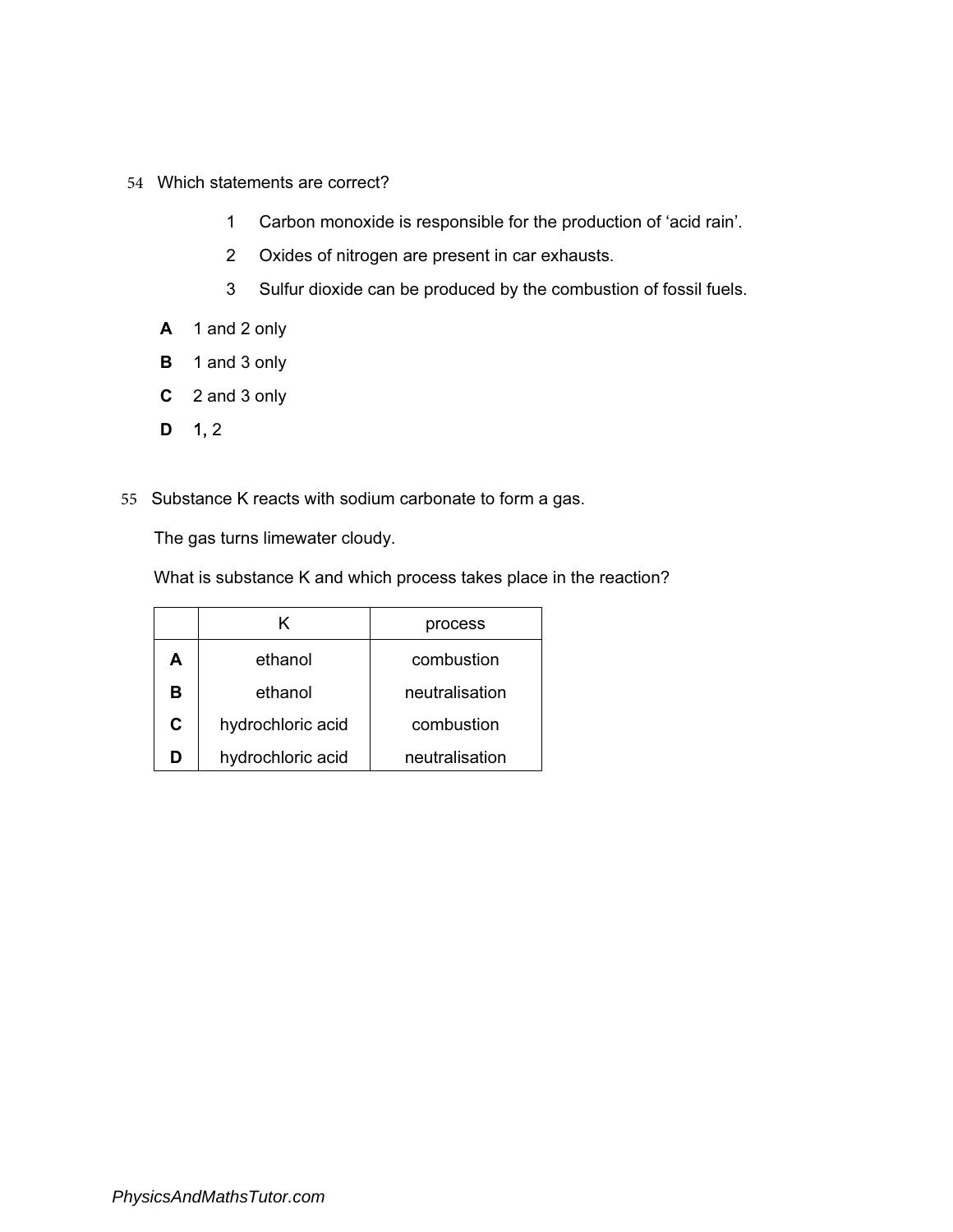54 Which statements are correct?

1 Carbon monoxide is responsible for the production of 'acid rain'.

2 Oxides of nitrogen are present in car exhausts.

3 Sulfur dioxide can be produced by the combustion of fossil fuels.

**A** 1 and 2 only

**B** 1 and 3 only

**C** 2 and 3 only

**D** 1, 2

55 Substance K reacts with sodium carbonate to form a gas.

The gas turns limewater cloudy.

What is substance K and which process takes place in the reaction?

| | K | process |
|---|---|---|
| **A** | ethanol | combustion |
| **B** | ethanol | neutralisation |
| **C** | hydrochloric acid | combustion |
| **D** | hydrochloric acid | neutralisation |